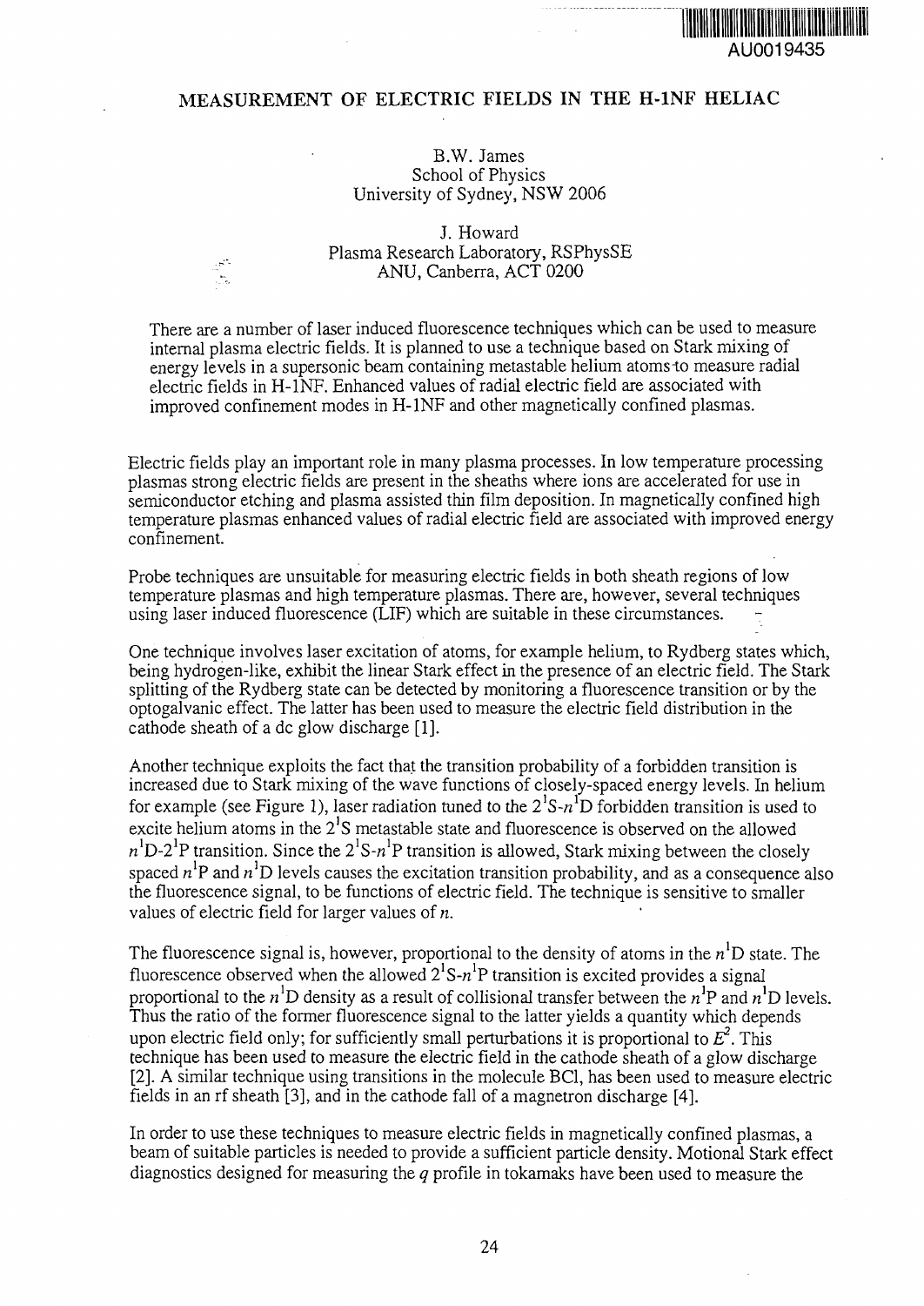AU0019435

# MEASUREMENT OF ELECTRIC FIELDS IN THE H-1NF HELIAC

B.W. James
School of Physics
University of Sydney, NSW 2006

J. Howard
Plasma Research Laboratory, RSPhysSE
ANU, Canberra, ACT 0200

There are a number of laser induced fluorescence techniques which can be used to measure internal plasma electric fields. It is planned to use a technique based on Stark mixing of energy levels in a supersonic beam containing metastable helium atoms to measure radial electric fields in H-1NF. Enhanced values of radial electric field are associated with improved confinement modes in H-1NF and other magnetically confined plasmas.

Electric fields play an important role in many plasma processes. In low temperature processing plasmas strong electric fields are present in the sheaths where ions are accelerated for use in semiconductor etching and plasma assisted thin film deposition. In magnetically confined high temperature plasmas enhanced values of radial electric field are associated with improved energy confinement.

Probe techniques are unsuitable for measuring electric fields in both sheath regions of low temperature plasmas and high temperature plasmas. There are, however, several techniques using laser induced fluorescence (LIF) which are suitable in these circumstances.

One technique involves laser excitation of atoms, for example helium, to Rydberg states which, being hydrogen-like, exhibit the linear Stark effect in the presence of an electric field. The Stark splitting of the Rydberg state can be detected by monitoring a fluorescence transition or by the optogalvanic effect. The latter has been used to measure the electric field distribution in the cathode sheath of a dc glow discharge [1].

Another technique exploits the fact that the transition probability of a forbidden transition is increased due to Stark mixing of the wave functions of closely-spaced energy levels. In helium for example (see Figure 1), laser radiation tuned to the $2^1S$-$n^1D$ forbidden transition is used to excite helium atoms in the $2^1S$ metastable state and fluorescence is observed on the allowed $n^1D$-$2^1P$ transition. Since the $2^1S$-$n^1P$ transition is allowed, Stark mixing between the closely spaced $n^1P$ and $n^1D$ levels causes the excitation transition probability, and as a consequence also the fluorescence signal, to be functions of electric field. The technique is sensitive to smaller values of electric field for larger values of $n$.

The fluorescence signal is, however, proportional to the density of atoms in the $n^1D$ state. The fluorescence observed when the allowed $2^1S$-$n^1P$ transition is excited provides a signal proportional to the $n^1D$ density as a result of collisional transfer between the $n^1P$ and $n^1D$ levels. Thus the ratio of the former fluorescence signal to the latter yields a quantity which depends upon electric field only; for sufficiently small perturbations it is proportional to $E^2$. This technique has been used to measure the electric field in the cathode sheath of a glow discharge [2]. A similar technique using transitions in the molecule BCl, has been used to measure electric fields in an rf sheath [3], and in the cathode fall of a magnetron discharge [4].

In order to use these techniques to measure electric fields in magnetically confined plasmas, a beam of suitable particles is needed to provide a sufficient particle density. Motional Stark effect diagnostics designed for measuring the $q$ profile in tokamaks have been used to measure the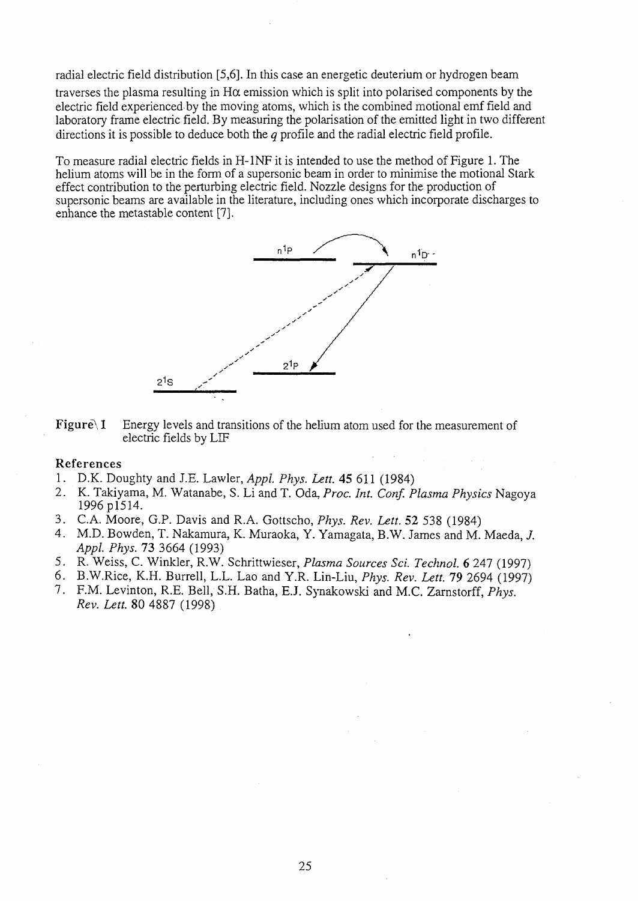radial electric field distribution [5,6]. In this case an energetic deuterium or hydrogen beam traverses the plasma resulting in Hα emission which is split into polarised components by the electric field experienced by the moving atoms, which is the combined motional emf field and laboratory frame electric field. By measuring the polarisation of the emitted light in two different directions it is possible to deduce both the $q$ profile and the radial electric field profile.

To measure radial electric fields in H-1NF it is intended to use the method of Figure 1. The helium atoms will be in the form of a supersonic beam in order to minimise the motional Stark effect contribution to the perturbing electric field. Nozzle designs for the production of supersonic beams are available in the literature, including ones which incorporate discharges to enhance the metastable content [7].

$n^1P$

$n^1D$

$2^1P$

$2^1S$

**Figure 1** Energy levels and transitions of the helium atom used for the measurement of electric fields by LIF

### References

1. D.K. Doughty and J.E. Lawler, *Appl. Phys. Lett.* **45** 611 (1984)
2. K. Takiyama, M. Watanabe, S. Li and T. Oda, *Proc. Int. Conf. Plasma Physics* Nagoya 1996 p1514.
3. C.A. Moore, G.P. Davis and R.A. Gottscho, *Phys. Rev. Lett.* **52** 538 (1984)
4. M.D. Bowden, T. Nakamura, K. Muraoka, Y. Yamagata, B.W. James and M. Maeda, *J. Appl. Phys.* **73** 3664 (1993)
5. R. Weiss, C. Winkler, R.W. Schrittwieser, *Plasma Sources Sci. Technol.* **6** 247 (1997)
6. B.W.Rice, K.H. Burrell, L.L. Lao and Y.R. Lin-Liu, *Phys. Rev. Lett.* **79** 2694 (1997)
7. F.M. Levinton, R.E. Bell, S.H. Batha, E.J. Synakowski and M.C. Zarnstorff, *Phys. Rev. Lett.* **80** 4887 (1998)